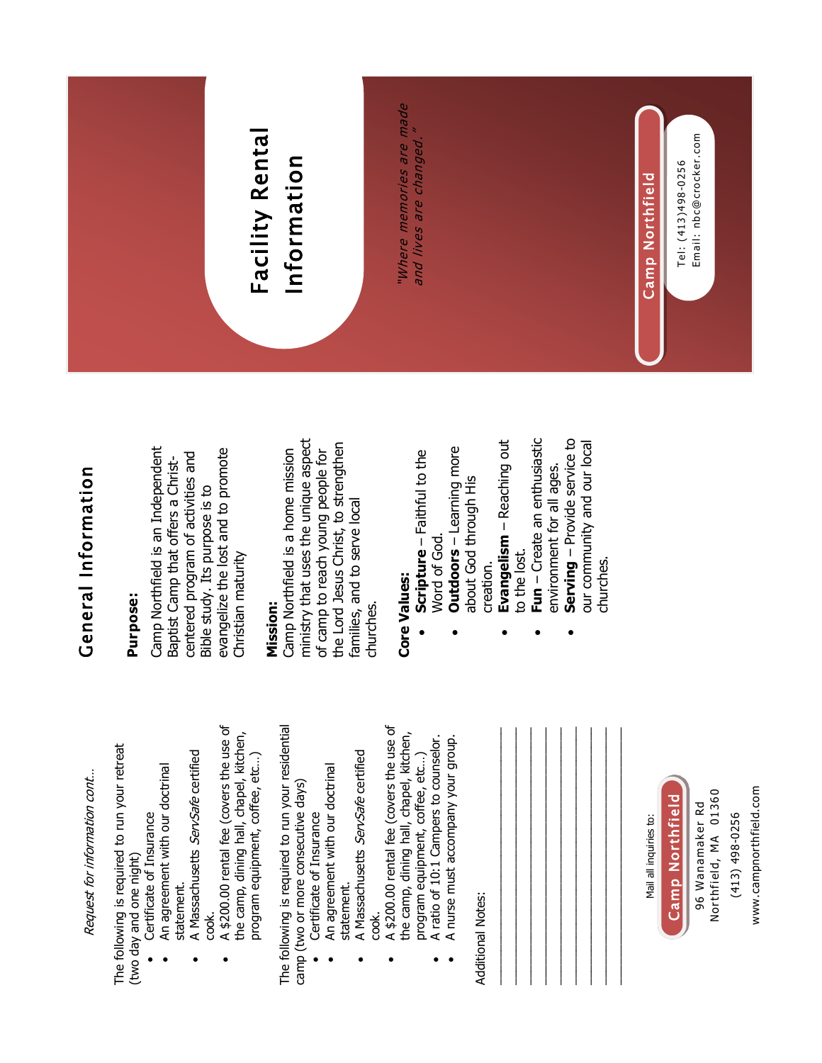*Request for information cont...*

The following is required to run your retreat (two day and one night)

- Certificate of Insurance
- An agreement with our doctrinal statement.
- A Massachusetts *ServSafe* certified cook.
- A $200.00 rental fee (covers the use of the camp, dining hall, chapel, kitchen, program equipment, coffee, etc...)

The following is required to run your residential camp (two or more consecutive days)

- Certificate of Insurance
- An agreement with our doctrinal statement.
- A Massachusetts *ServSafe* certified cook.
- A $200.00 rental fee (covers the use of the camp, dining hall, chapel, kitchen, program equipment, coffee, etc...)
- A ratio of 10:1 Campers to counselor.
- A nurse must accompany your group.

Additional Notes:

______________________________

______________________________

______________________________

______________________________

______________________________

______________________________

______________________________

______________________________

Mail all inquiries to:

**Camp Northfield**

96 Wanamaker Rd
Northfield, MA 01360

(413) 498-0256

www.campnorthfield.com

# General Information

**Purpose:**

Camp Northfield is an Independent Baptist Camp that offers a Christ-centered program of activities and Bible study. Its purpose is to evangelize the lost and to promote Christian maturity

**Mission:**

Camp Northfield is a home mission ministry that uses the unique aspect of camp to reach young people for the Lord Jesus Christ, to strengthen families, and to serve local churches.

**Core Values:**

- **Scripture** – Faithful to the Word of God.
- **Outdoors** – Learning more about God through His creation.
- **Evangelism** – Reaching out to the lost.
- **Fun** – Create an enthusiastic environment for all ages.
- **Serving** – Provide service to our community and our local churches.

# Facility Rental Information

*"Where memories are made and lives are changed."*

**Camp Northfield**

Tel: (413)498-0256
Email: nbc@crocker.com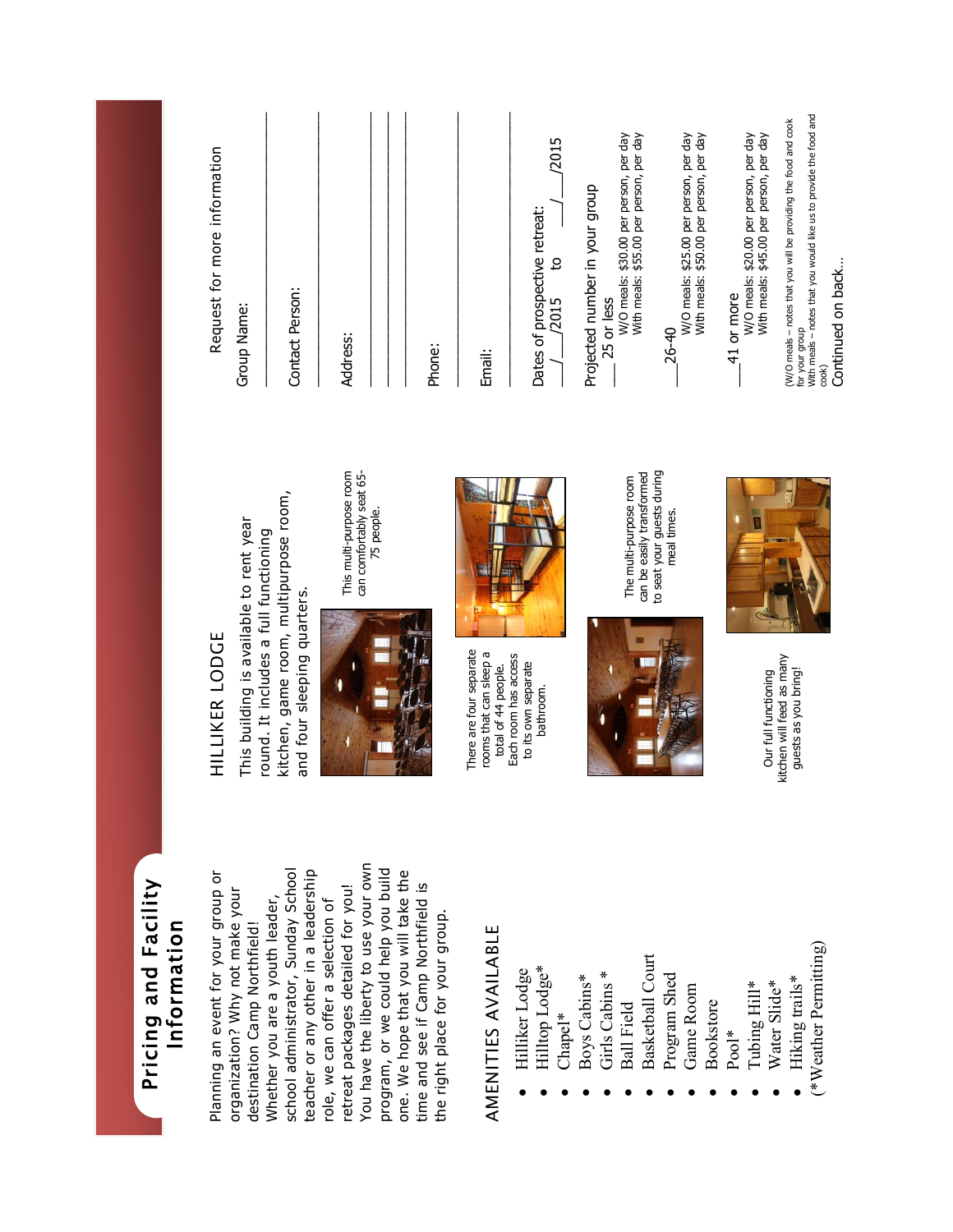# Pricing and Facility Information

Planning an event for your group or organization? Why not make your destination Camp Northfield! Whether you are a youth leader, school administrator, Sunday School teacher or any other in a leadership role, we can offer a selection of retreat packages detailed for you! You have the liberty to use your own program, or we could help you build one. We hope that you will take the time and see if Camp Northfield is the right place for your group.

## AMENITIES AVAILABLE

- Hilliker Lodge
- Hilltop Lodge*
- Chapel*
- Boys Cabins*
- Girls Cabins *
- Ball Field
- Basketball Court
- Program Shed
- Game Room
- Bookstore
- Pool*
- Tubing Hill*
- Water Slide*
- Hiking trails*

(*Weather Permitting)

## HILLIKER LODGE

This building is available to rent year round. It includes a full functioning kitchen, game room, multipurpose room, and four sleeping quarters.

This multi-purpose room can comfortably seat 65-75 people.

There are four separate rooms that can sleep a total of 44 people. Each room has access to its own separate bathroom.

The multi-purpose room can be easily transformed to seat your guests during meal times.

Our full functioning kitchen will feed as many guests as you bring!

## Request for more information

Group Name: ______________________

Contact Person: ______________________

Address: ______________________

______________________

______________________

Phone: ______________________

Email: ______________________

Dates of prospective retreat:
___/___/2015 to ___/___/2015

Projected number in your group

___ 25 or less
W/O meals: $30.00 per person, per day
With meals: $55.00 per person, per day

___ 26-40
W/O meals: $25.00 per person, per day
With meals: $50.00 per person, per day

___ 41 or more
W/O meals: $20.00 per person, per day
With meals: $45.00 per person, per day

(W/O meals – notes that you will be providing the food and cook for your group
With meals – notes that you would like us to provide the food and cook)

Continued on back…